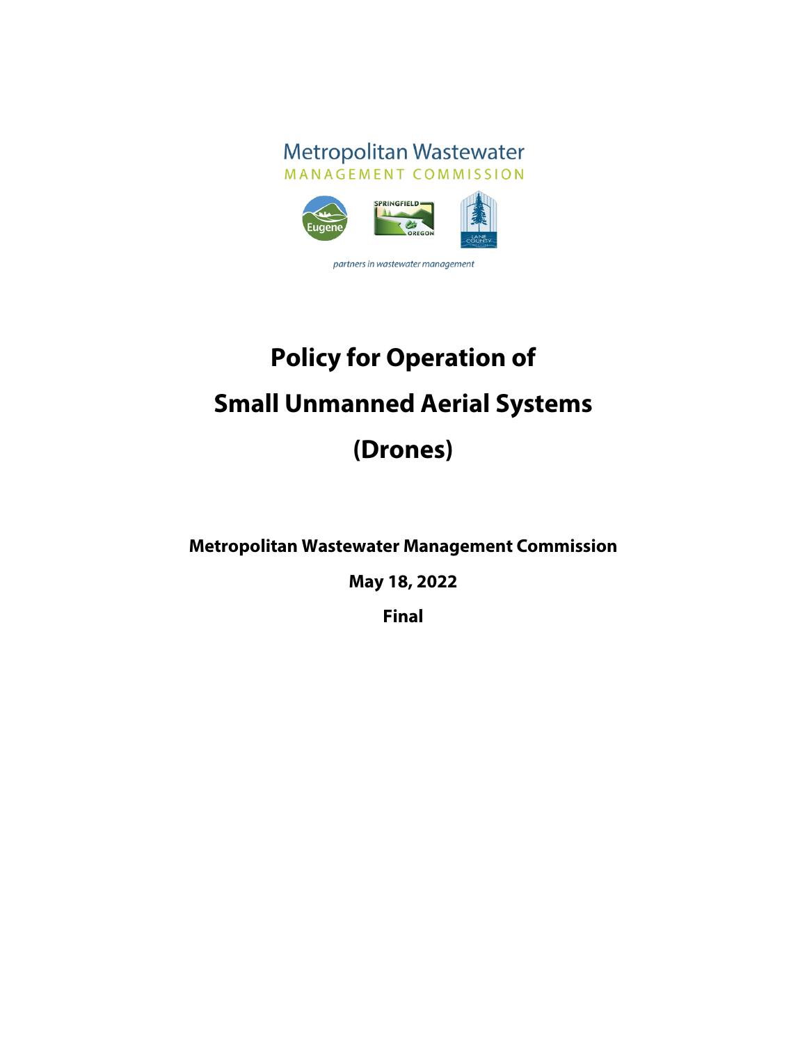Metropolitan Wastewater
MANAGEMENT COMMISSION

*partners in wastewater management*

# Policy for Operation of Small Unmanned Aerial Systems (Drones)

**Metropolitan Wastewater Management Commission**

**May 18, 2022**

**Final**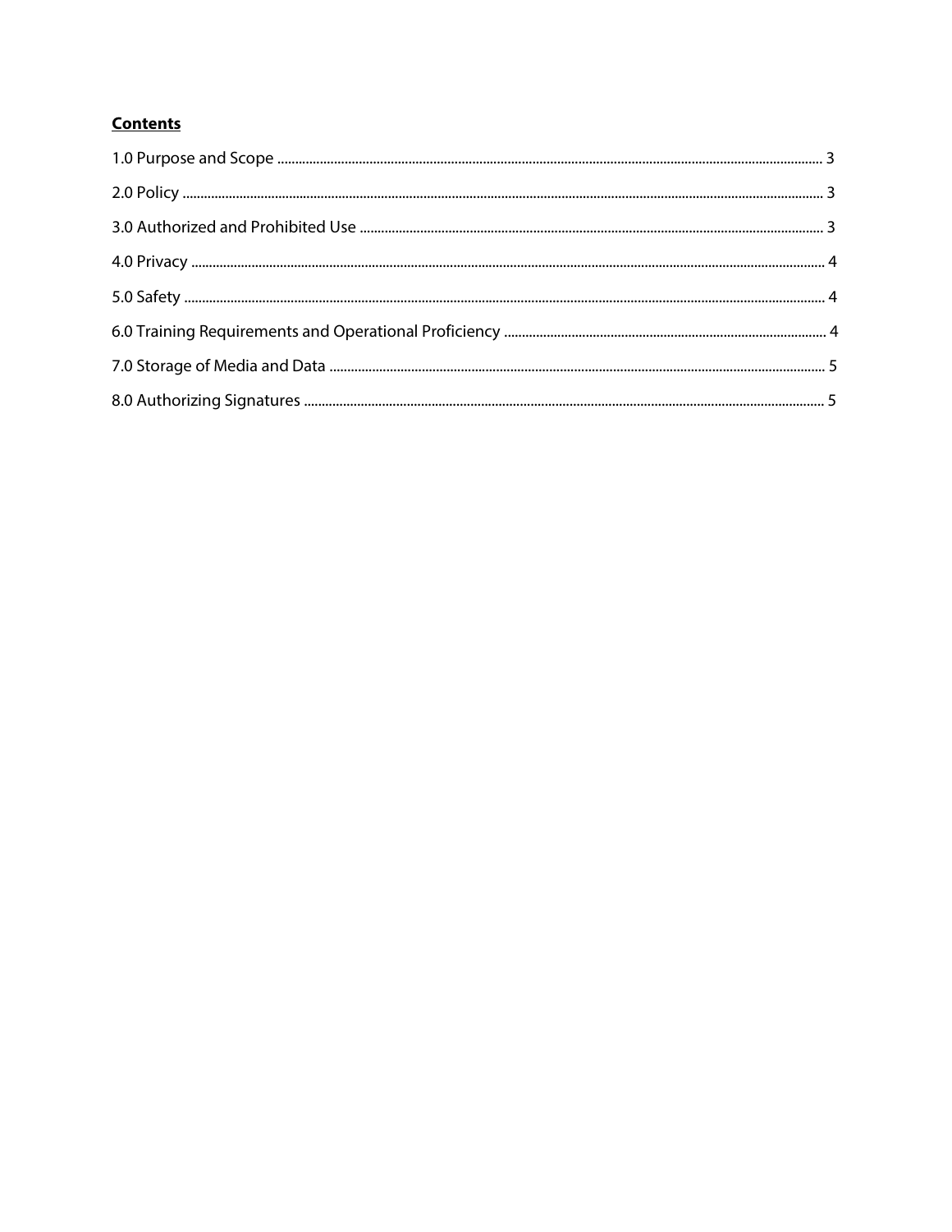**Contents**

1.0 Purpose and Scope ........................................................................ 3

2.0 Policy ........................................................................ 3

3.0 Authorized and Prohibited Use ........................................................................ 3

4.0 Privacy ........................................................................ 4

5.0 Safety ........................................................................ 4

6.0 Training Requirements and Operational Proficiency ........................................................................ 4

7.0 Storage of Media and Data ........................................................................ 5

8.0 Authorizing Signatures ........................................................................ 5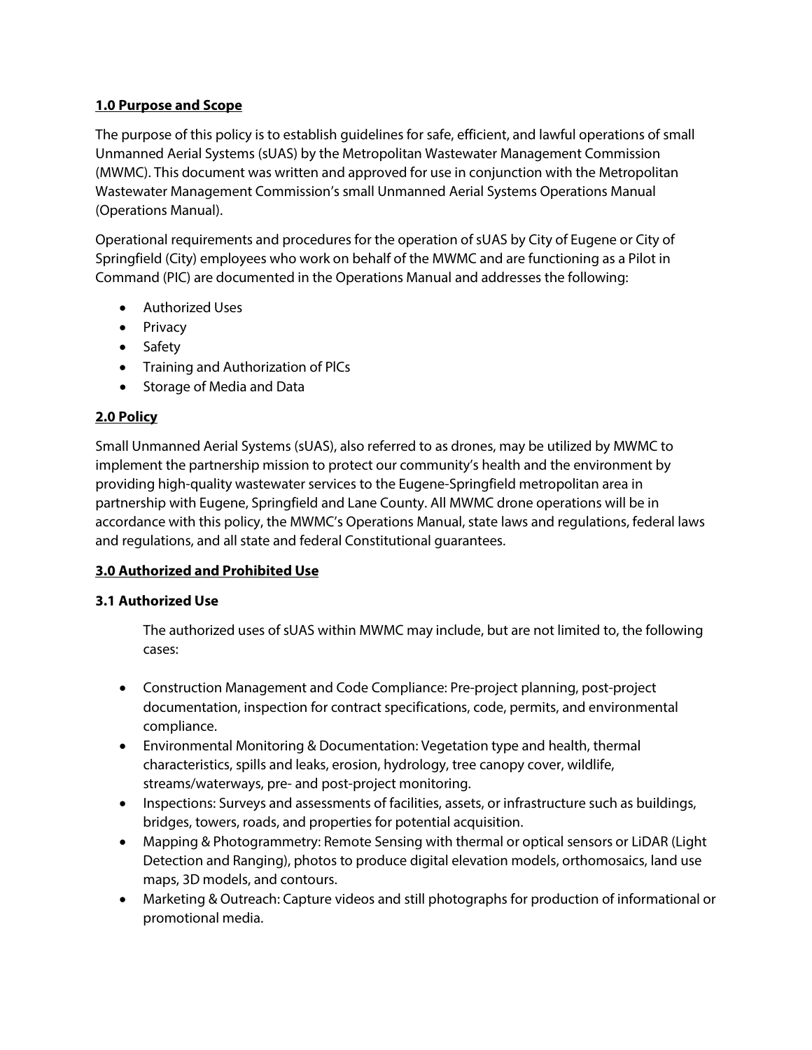**1.0 Purpose and Scope**

The purpose of this policy is to establish guidelines for safe, efficient, and lawful operations of small Unmanned Aerial Systems (sUAS) by the Metropolitan Wastewater Management Commission (MWMC). This document was written and approved for use in conjunction with the Metropolitan Wastewater Management Commission's small Unmanned Aerial Systems Operations Manual (Operations Manual).

Operational requirements and procedures for the operation of sUAS by City of Eugene or City of Springfield (City) employees who work on behalf of the MWMC and are functioning as a Pilot in Command (PIC) are documented in the Operations Manual and addresses the following:

- Authorized Uses
- Privacy
- Safety
- Training and Authorization of PICs
- Storage of Media and Data

**2.0 Policy**

Small Unmanned Aerial Systems (sUAS), also referred to as drones, may be utilized by MWMC to implement the partnership mission to protect our community's health and the environment by providing high-quality wastewater services to the Eugene-Springfield metropolitan area in partnership with Eugene, Springfield and Lane County. All MWMC drone operations will be in accordance with this policy, the MWMC's Operations Manual, state laws and regulations, federal laws and regulations, and all state and federal Constitutional guarantees.

**3.0 Authorized and Prohibited Use**

**3.1 Authorized Use**

The authorized uses of sUAS within MWMC may include, but are not limited to, the following cases:

- Construction Management and Code Compliance: Pre-project planning, post-project documentation, inspection for contract specifications, code, permits, and environmental compliance.
- Environmental Monitoring & Documentation: Vegetation type and health, thermal characteristics, spills and leaks, erosion, hydrology, tree canopy cover, wildlife, streams/waterways, pre- and post-project monitoring.
- Inspections: Surveys and assessments of facilities, assets, or infrastructure such as buildings, bridges, towers, roads, and properties for potential acquisition.
- Mapping & Photogrammetry: Remote Sensing with thermal or optical sensors or LiDAR (Light Detection and Ranging), photos to produce digital elevation models, orthomosaics, land use maps, 3D models, and contours.
- Marketing & Outreach: Capture videos and still photographs for production of informational or promotional media.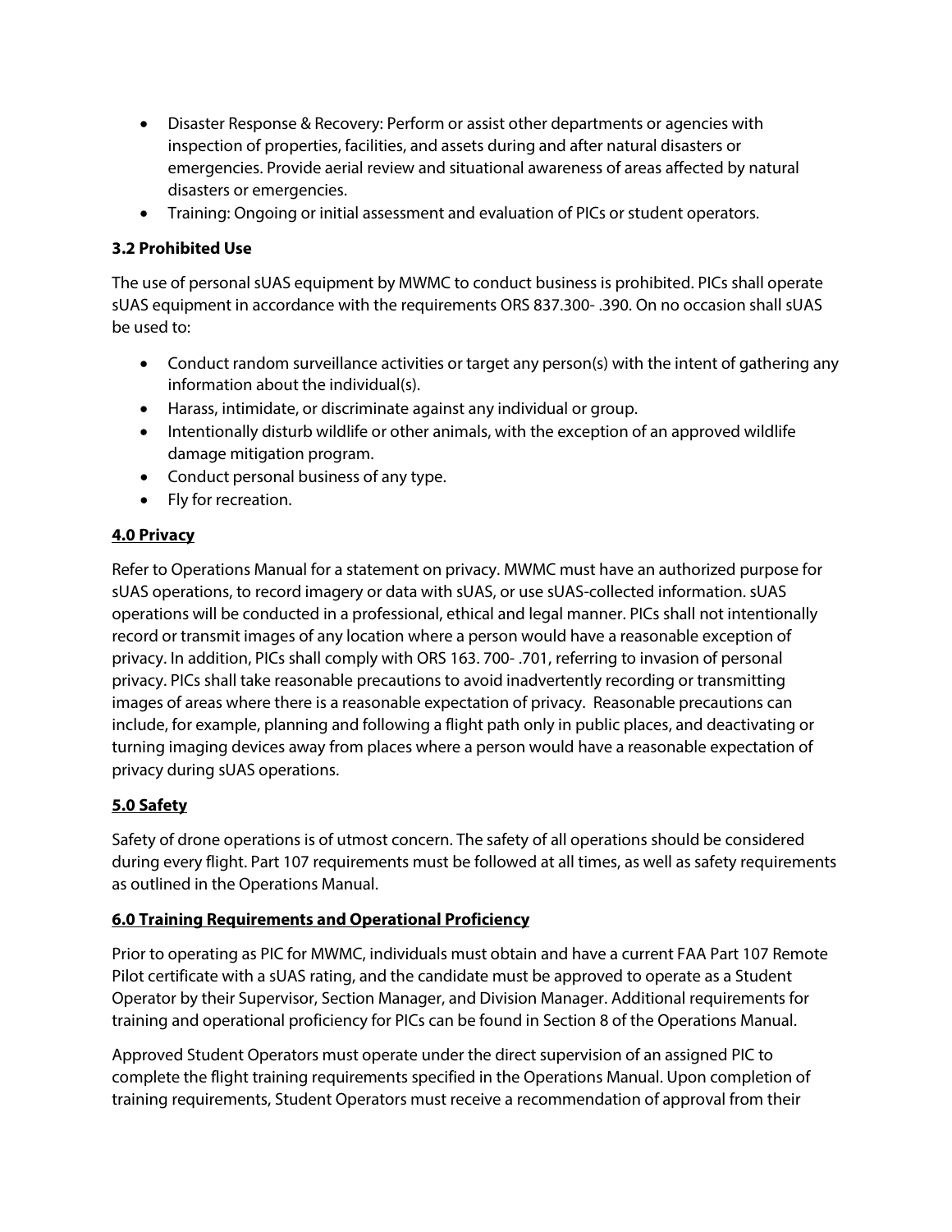- Disaster Response & Recovery: Perform or assist other departments or agencies with inspection of properties, facilities, and assets during and after natural disasters or emergencies. Provide aerial review and situational awareness of areas affected by natural disasters or emergencies.
- Training: Ongoing or initial assessment and evaluation of PICs or student operators.

### 3.2 Prohibited Use

The use of personal sUAS equipment by MWMC to conduct business is prohibited. PICs shall operate sUAS equipment in accordance with the requirements ORS 837.300- .390. On no occasion shall sUAS be used to:

- Conduct random surveillance activities or target any person(s) with the intent of gathering any information about the individual(s).
- Harass, intimidate, or discriminate against any individual or group.
- Intentionally disturb wildlife or other animals, with the exception of an approved wildlife damage mitigation program.
- Conduct personal business of any type.
- Fly for recreation.

## 4.0 Privacy

Refer to Operations Manual for a statement on privacy. MWMC must have an authorized purpose for sUAS operations, to record imagery or data with sUAS, or use sUAS-collected information. sUAS operations will be conducted in a professional, ethical and legal manner. PICs shall not intentionally record or transmit images of any location where a person would have a reasonable exception of privacy. In addition, PICs shall comply with ORS 163. 700- .701, referring to invasion of personal privacy. PICs shall take reasonable precautions to avoid inadvertently recording or transmitting images of areas where there is a reasonable expectation of privacy. Reasonable precautions can include, for example, planning and following a flight path only in public places, and deactivating or turning imaging devices away from places where a person would have a reasonable expectation of privacy during sUAS operations.

## 5.0 Safety

Safety of drone operations is of utmost concern. The safety of all operations should be considered during every flight. Part 107 requirements must be followed at all times, as well as safety requirements as outlined in the Operations Manual.

## 6.0 Training Requirements and Operational Proficiency

Prior to operating as PIC for MWMC, individuals must obtain and have a current FAA Part 107 Remote Pilot certificate with a sUAS rating, and the candidate must be approved to operate as a Student Operator by their Supervisor, Section Manager, and Division Manager. Additional requirements for training and operational proficiency for PICs can be found in Section 8 of the Operations Manual.

Approved Student Operators must operate under the direct supervision of an assigned PIC to complete the flight training requirements specified in the Operations Manual. Upon completion of training requirements, Student Operators must receive a recommendation of approval from their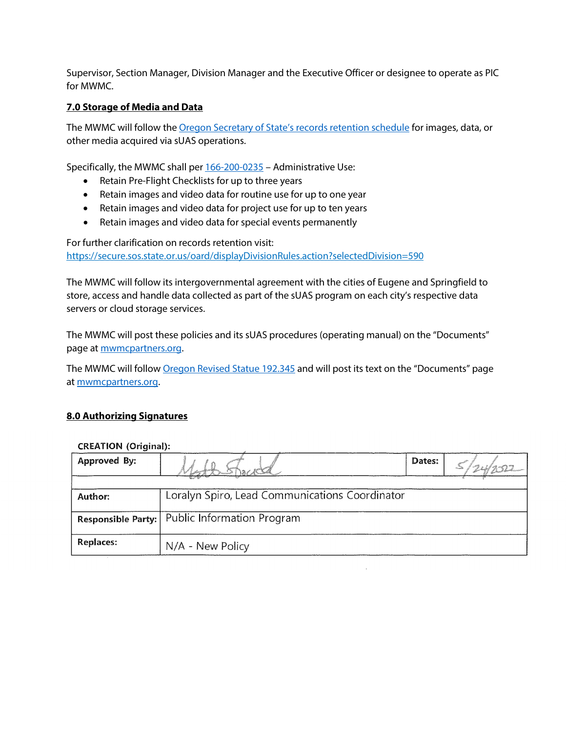Supervisor, Section Manager, Division Manager and the Executive Officer or designee to operate as PIC for MWMC.

## 7.0 Storage of Media and Data

The MWMC will follow the Oregon Secretary of State's records retention schedule for images, data, or other media acquired via sUAS operations.

Specifically, the MWMC shall per 166-200-0235 – Administrative Use:

- Retain Pre-Flight Checklists for up to three years
- Retain images and video data for routine use for up to one year
- Retain images and video data for project use for up to ten years
- Retain images and video data for special events permanently

For further clarification on records retention visit:
https://secure.sos.state.or.us/oard/displayDivisionRules.action?selectedDivision=590

The MWMC will follow its intergovernmental agreement with the cities of Eugene and Springfield to store, access and handle data collected as part of the sUAS program on each city's respective data servers or cloud storage services.

The MWMC will post these policies and its sUAS procedures (operating manual) on the "Documents" page at mwmcpartners.org.

The MWMC will follow Oregon Revised Statue 192.345 and will post its text on the "Documents" page at mwmcpartners.org.

## 8.0 Authorizing Signatures

**CREATION (Original):**

| | | | |
|---|---|---|---|
| **Approved By:** | *(signature)* | **Dates:** | 5/24/2022 |
| **Author:** | Loralyn Spiro, Lead Communications Coordinator | | |
| **Responsible Party:** | Public Information Program | | |
| **Replaces:** | N/A - New Policy | | |